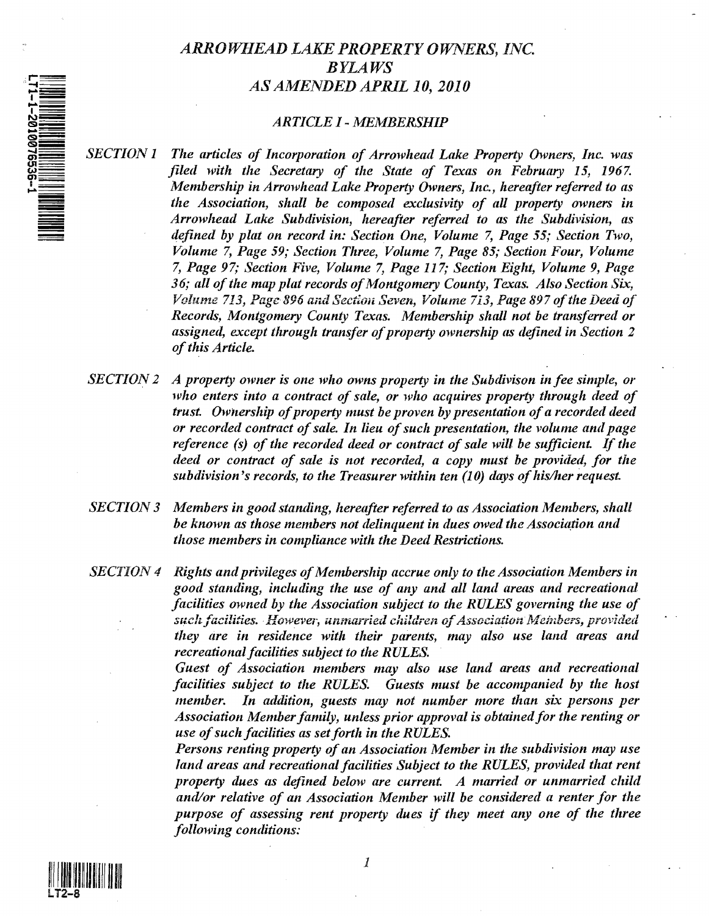// ARROWHEAD LAKE PROPERTY OWNERS, INC.
// BYLAWS
// AS AMENDED APRIL 10, 2010

# *ARROWHEAD LAKE PROPERTY OWNERS, INC.*
# *BYLAWS*
# *AS AMENDED APRIL 10, 2010*

## *ARTICLE I - MEMBERSHIP*

*SECTION 1* *The articles of Incorporation of Arrowhead Lake Property Owners, Inc. was filed with the Secretary of the State of Texas on February 15, 1967. Membership in Arrowhead Lake Property Owners, Inc., hereafter referred to as the Association, shall be composed exclusivity of all property owners in Arrowhead Lake Subdivision, hereafter referred to as the Subdivision, as defined by plat on record in: Section One, Volume 7, Page 55; Section Two, Volume 7, Page 59; Section Three, Volume 7, Page 85; Section Four, Volume 7, Page 97; Section Five, Volume 7, Page 117; Section Eight, Volume 9, Page 36; all of the map plat records of Montgomery County, Texas. Also Section Six, Volume 713, Page 896 and Section Seven, Volume 713, Page 897 of the Deed of Records, Montgomery County Texas. Membership shall not be transferred or assigned, except through transfer of property ownership as defined in Section 2 of this Article.*

*SECTION 2* *A property owner is one who owns property in the Subdivison in fee simple, or who enters into a contract of sale, or who acquires property through deed of trust. Ownership of property must be proven by presentation of a recorded deed or recorded contract of sale. In lieu of such presentation, the volume and page reference (s) of the recorded deed or contract of sale will be sufficient. If the deed or contract of sale is not recorded, a copy must be provided, for the subdivision's records, to the Treasurer within ten (10) days of his/her request.*

*SECTION 3* *Members in good standing, hereafter referred to as Association Members, shall be known as those members not delinquent in dues owed the Association and those members in compliance with the Deed Restrictions.*

*SECTION 4* *Rights and privileges of Membership accrue only to the Association Members in good standing, including the use of any and all land areas and recreational facilities owned by the Association subject to the RULES governing the use of such facilities. However, unmarried children of Association Members, provided they are in residence with their parents, may also use land areas and recreational facilities subject to the RULES.*

*Guest of Association members may also use land areas and recreational facilities subject to the RULES. Guests must be accompanied by the host member. In addition, guests may not number more than six persons per Association Member family, unless prior approval is obtained for the renting or use of such facilities as set forth in the RULES.*

*Persons renting property of an Association Member in the subdivision may use land areas and recreational facilities Subject to the RULES, provided that rent property dues as defined below are current. A married or unmarried child and/or relative of an Association Member will be considered a renter for the purpose of assessing rent property dues if they meet any one of the three following conditions:*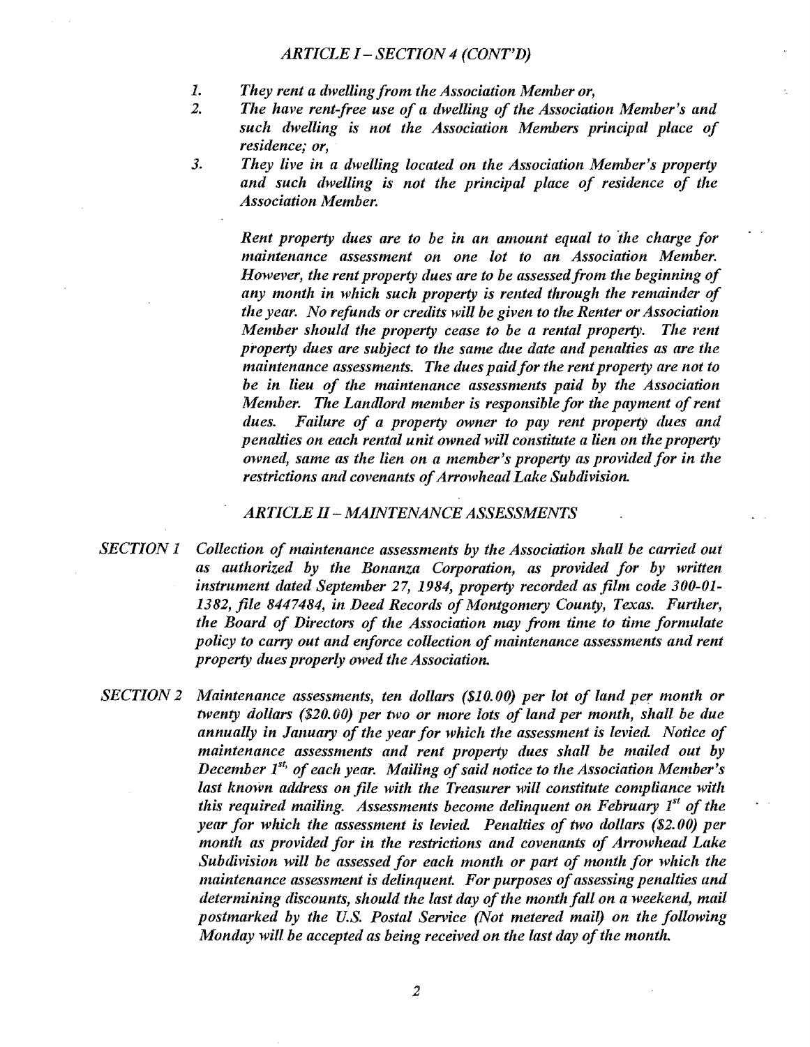*ARTICLE I – SECTION 4 (CONT'D)*

1. *They rent a dwelling from the Association Member or,*
2. *The have rent-free use of a dwelling of the Association Member's and such dwelling is not the Association Members principal place of residence; or,*
3. *They live in a dwelling located on the Association Member's property and such dwelling is not the principal place of residence of the Association Member.*

*Rent property dues are to be in an amount equal to the charge for maintenance assessment on one lot to an Association Member. However, the rent property dues are to be assessed from the beginning of any month in which such property is rented through the remainder of the year. No refunds or credits will be given to the Renter or Association Member should the property cease to be a rental property. The rent property dues are subject to the same due date and penalties as are the maintenance assessments. The dues paid for the rent property are not to be in lieu of the maintenance assessments paid by the Association Member. The Landlord member is responsible for the payment of rent dues. Failure of a property owner to pay rent property dues and penalties on each rental unit owned will constitute a lien on the property owned, same as the lien on a member's property as provided for in the restrictions and covenants of Arrowhead Lake Subdivision.*

## *ARTICLE II – MAINTENANCE ASSESSMENTS*

*SECTION 1* *Collection of maintenance assessments by the Association shall be carried out as authorized by the Bonanza Corporation, as provided for by written instrument dated September 27, 1984, property recorded as film code 300-01-1382, file 8447484, in Deed Records of Montgomery County, Texas. Further, the Board of Directors of the Association may from time to time formulate policy to carry out and enforce collection of maintenance assessments and rent property dues properly owed the Association.*

*SECTION 2* *Maintenance assessments, ten dollars ($10.00) per lot of land per month or twenty dollars ($20.00) per two or more lots of land per month, shall be due annually in January of the year for which the assessment is levied. Notice of maintenance assessments and rent property dues shall be mailed out by December 1st, of each year. Mailing of said notice to the Association Member's last known address on file with the Treasurer will constitute compliance with this required mailing. Assessments become delinquent on February 1st of the year for which the assessment is levied. Penalties of two dollars ($2.00) per month as provided for in the restrictions and covenants of Arrowhead Lake Subdivision will be assessed for each month or part of month for which the maintenance assessment is delinquent. For purposes of assessing penalties and determining discounts, should the last day of the month fall on a weekend, mail postmarked by the U.S. Postal Service (Not metered mail) on the following Monday will be accepted as being received on the last day of the month.*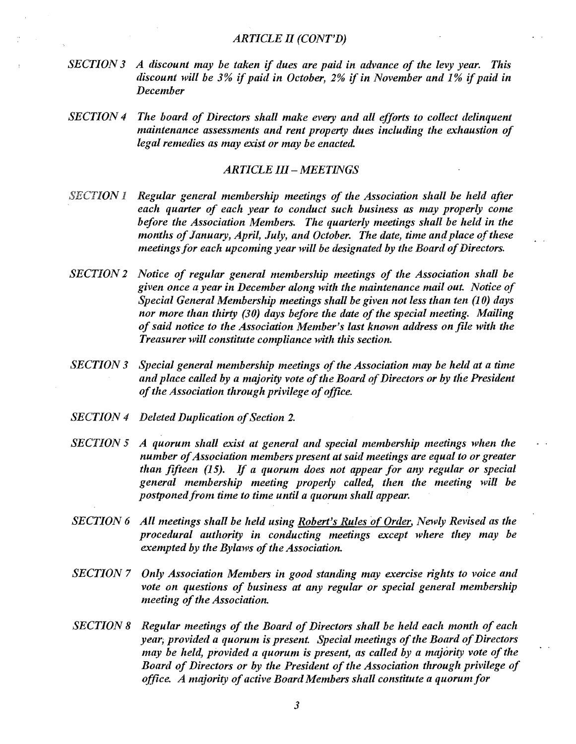## *ARTICLE II (CONT'D)*

*SECTION 3* *A discount may be taken if dues are paid in advance of the levy year. This discount will be 3% if paid in October, 2% if in November and 1% if paid in December*

*SECTION 4* *The board of Directors shall make every and all efforts to collect delinquent maintenance assessments and rent property dues including the exhaustion of legal remedies as may exist or may be enacted.*

## *ARTICLE III – MEETINGS*

*SECTION 1* *Regular general membership meetings of the Association shall be held after each quarter of each year to conduct such business as may properly come before the Association Members. The quarterly meetings shall be held in the months of January, April, July, and October. The date, time and place of these meetings for each upcoming year will be designated by the Board of Directors.*

*SECTION 2* *Notice of regular general membership meetings of the Association shall be given once a year in December along with the maintenance mail out. Notice of Special General Membership meetings shall be given not less than ten (10) days nor more than thirty (30) days before the date of the special meeting. Mailing of said notice to the Association Member's last known address on file with the Treasurer will constitute compliance with this section.*

*SECTION 3* *Special general membership meetings of the Association may be held at a time and place called by a majority vote of the Board of Directors or by the President of the Association through privilege of office.*

*SECTION 4* *Deleted Duplication of Section 2.*

*SECTION 5* *A quorum shall exist at general and special membership meetings when the number of Association members present at said meetings are equal to or greater than fifteen (15). If a quorum does not appear for any regular or special general membership meeting properly called, then the meeting will be postponed from time to time until a quorum shall appear.*

*SECTION 6* *All meetings shall be held using <u>Robert's Rules of Order</u>, Newly Revised as the procedural authority in conducting meetings except where they may be exempted by the Bylaws of the Association.*

*SECTION 7* *Only Association Members in good standing may exercise rights to voice and vote on questions of business at any regular or special general membership meeting of the Association.*

*SECTION 8* *Regular meetings of the Board of Directors shall be held each month of each year, provided a quorum is present. Special meetings of the Board of Directors may be held, provided a quorum is present, as called by a majority vote of the Board of Directors or by the President of the Association through privilege of office. A majority of active Board Members shall constitute a quorum for*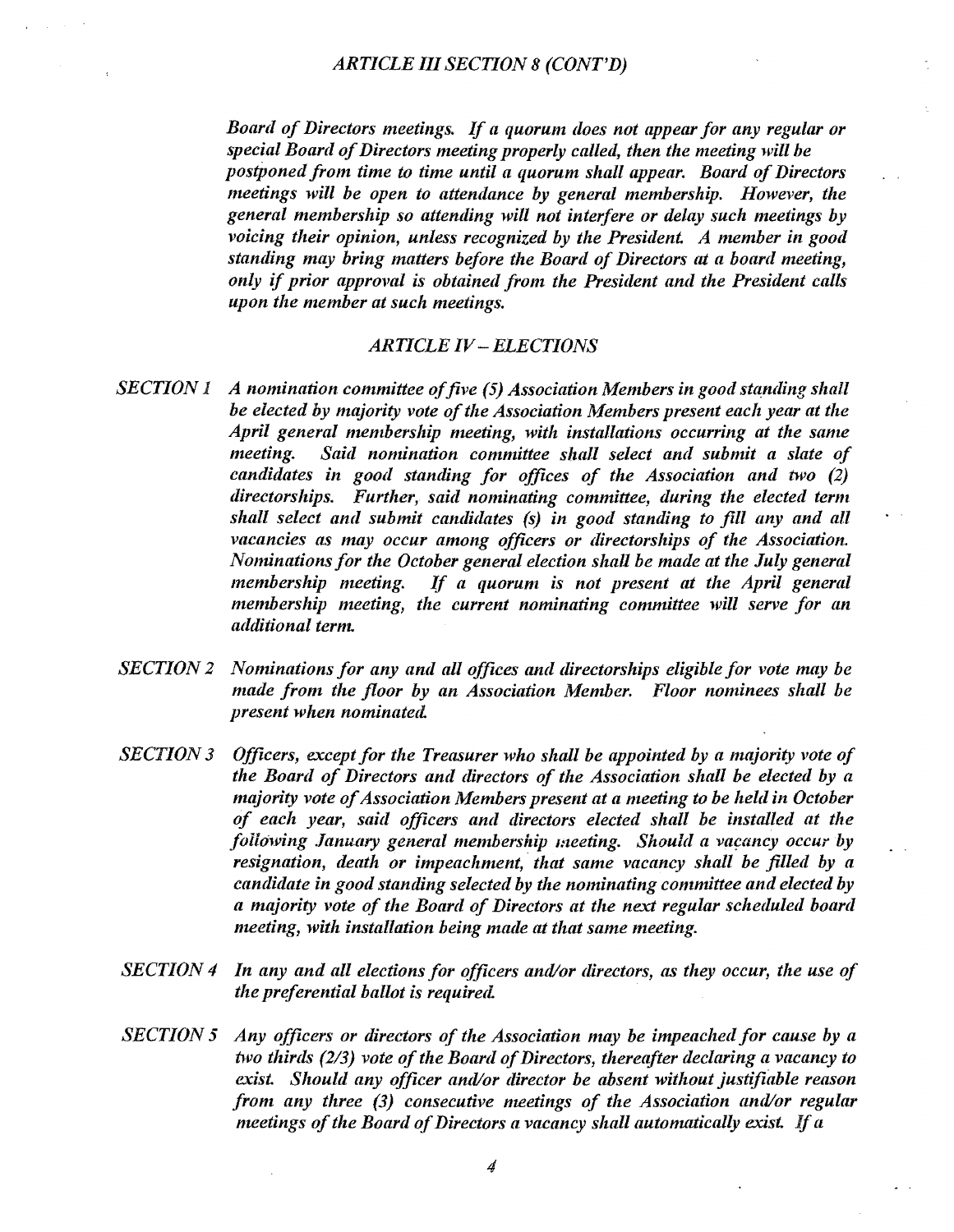*ARTICLE III SECTION 8 (CONT'D)*

*Board of Directors meetings. If a quorum does not appear for any regular or special Board of Directors meeting properly called, then the meeting will be postponed from time to time until a quorum shall appear. Board of Directors meetings will be open to attendance by general membership. However, the general membership so attending will not interfere or delay such meetings by voicing their opinion, unless recognized by the President. A member in good standing may bring matters before the Board of Directors at a board meeting, only if prior approval is obtained from the President and the President calls upon the member at such meetings.*

## *ARTICLE IV – ELECTIONS*

*SECTION 1* *A nomination committee of five (5) Association Members in good standing shall be elected by majority vote of the Association Members present each year at the April general membership meeting, with installations occurring at the same meeting. Said nomination committee shall select and submit a slate of candidates in good standing for offices of the Association and two (2) directorships. Further, said nominating committee, during the elected term shall select and submit candidates (s) in good standing to fill any and all vacancies as may occur among officers or directorships of the Association. Nominations for the October general election shall be made at the July general membership meeting. If a quorum is not present at the April general membership meeting, the current nominating committee will serve for an additional term.*

*SECTION 2* *Nominations for any and all offices and directorships eligible for vote may be made from the floor by an Association Member. Floor nominees shall be present when nominated.*

*SECTION 3* *Officers, except for the Treasurer who shall be appointed by a majority vote of the Board of Directors and directors of the Association shall be elected by a majority vote of Association Members present at a meeting to be held in October of each year, said officers and directors elected shall be installed at the following January general membership meeting. Should a vacancy occur by resignation, death or impeachment, that same vacancy shall be filled by a candidate in good standing selected by the nominating committee and elected by a majority vote of the Board of Directors at the next regular scheduled board meeting, with installation being made at that same meeting.*

*SECTION 4* *In any and all elections for officers and/or directors, as they occur, the use of the preferential ballot is required.*

*SECTION 5* *Any officers or directors of the Association may be impeached for cause by a two thirds (2/3) vote of the Board of Directors, thereafter declaring a vacancy to exist. Should any officer and/or director be absent without justifiable reason from any three (3) consecutive meetings of the Association and/or regular meetings of the Board of Directors a vacancy shall automatically exist. If a*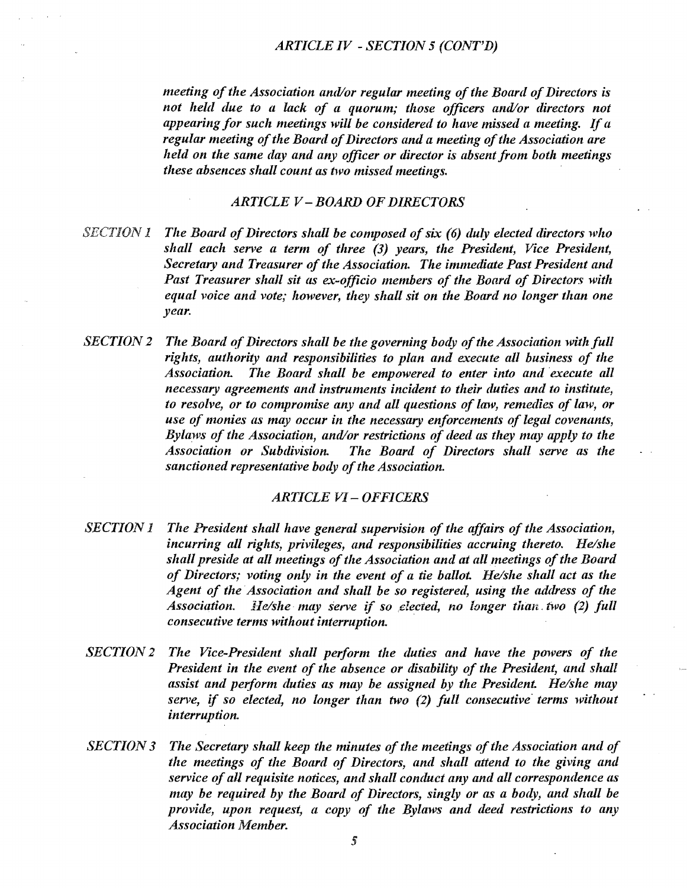### *ARTICLE IV - SECTION 5 (CONT'D)*

*meeting of the Association and/or regular meeting of the Board of Directors is not held due to a lack of a quorum; those officers and/or directors not appearing for such meetings will be considered to have missed a meeting. If a regular meeting of the Board of Directors and a meeting of the Association are held on the same day and any officer or director is absent from both meetings these absences shall count as two missed meetings.*

## *ARTICLE V – BOARD OF DIRECTORS*

*SECTION 1* *The Board of Directors shall be composed of six (6) duly elected directors who shall each serve a term of three (3) years, the President, Vice President, Secretary and Treasurer of the Association. The immediate Past President and Past Treasurer shall sit as ex-officio members of the Board of Directors with equal voice and vote; however, they shall sit on the Board no longer than one year.*

*SECTION 2* *The Board of Directors shall be the governing body of the Association with full rights, authority and responsibilities to plan and execute all business of the Association. The Board shall be empowered to enter into and execute all necessary agreements and instruments incident to their duties and to institute, to resolve, or to compromise any and all questions of law, remedies of law, or use of monies as may occur in the necessary enforcements of legal covenants, Bylaws of the Association, and/or restrictions of deed as they may apply to the Association or Subdivision. The Board of Directors shall serve as the sanctioned representative body of the Association.*

## *ARTICLE VI – OFFICERS*

*SECTION 1* *The President shall have general supervision of the affairs of the Association, incurring all rights, privileges, and responsibilities accruing thereto. He/she shall preside at all meetings of the Association and at all meetings of the Board of Directors; voting only in the event of a tie ballot. He/she shall act as the Agent of the Association and shall be so registered, using the address of the Association. He/she may serve if so elected, no longer than two (2) full consecutive terms without interruption.*

*SECTION 2* *The Vice-President shall perform the duties and have the powers of the President in the event of the absence or disability of the President, and shall assist and perform duties as may be assigned by the President. He/she may serve, if so elected, no longer than two (2) full consecutive terms without interruption.*

*SECTION 3* *The Secretary shall keep the minutes of the meetings of the Association and of the meetings of the Board of Directors, and shall attend to the giving and service of all requisite notices, and shall conduct any and all correspondence as may be required by the Board of Directors, singly or as a body, and shall be provide, upon request, a copy of the Bylaws and deed restrictions to any Association Member.*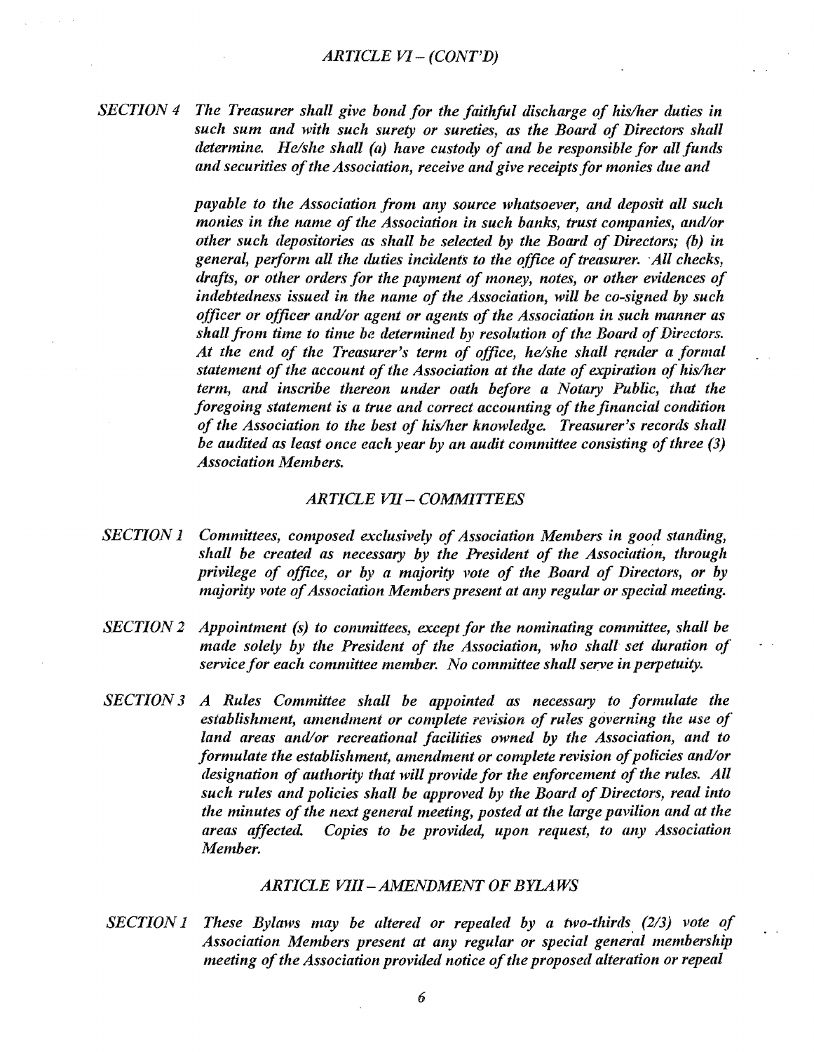## *ARTICLE VI – (CONT'D)*

*SECTION 4* *The Treasurer shall give bond for the faithful discharge of his/her duties in such sum and with such surety or sureties, as the Board of Directors shall determine. He/she shall (a) have custody of and be responsible for all funds and securities of the Association, receive and give receipts for monies due and payable to the Association from any source whatsoever, and deposit all such monies in the name of the Association in such banks, trust companies, and/or other such depositories as shall be selected by the Board of Directors; (b) in general, perform all the duties incidents to the office of treasurer. All checks, drafts, or other orders for the payment of money, notes, or other evidences of indebtedness issued in the name of the Association, will be co-signed by such officer or officer and/or agent or agents of the Association in such manner as shall from time to time be determined by resolution of the Board of Directors. At the end of the Treasurer's term of office, he/she shall render a formal statement of the account of the Association at the date of expiration of his/her term, and inscribe thereon under oath before a Notary Public, that the foregoing statement is a true and correct accounting of the financial condition of the Association to the best of his/her knowledge. Treasurer's records shall be audited as least once each year by an audit committee consisting of three (3) Association Members.*

## *ARTICLE VII – COMMITTEES*

*SECTION 1* *Committees, composed exclusively of Association Members in good standing, shall be created as necessary by the President of the Association, through privilege of office, or by a majority vote of the Board of Directors, or by majority vote of Association Members present at any regular or special meeting.*

*SECTION 2* *Appointment (s) to committees, except for the nominating committee, shall be made solely by the President of the Association, who shall set duration of service for each committee member. No committee shall serve in perpetuity.*

*SECTION 3* *A Rules Committee shall be appointed as necessary to formulate the establishment, amendment or complete revision of rules governing the use of land areas and/or recreational facilities owned by the Association, and to formulate the establishment, amendment or complete revision of policies and/or designation of authority that will provide for the enforcement of the rules. All such rules and policies shall be approved by the Board of Directors, read into the minutes of the next general meeting, posted at the large pavilion and at the areas affected. Copies to be provided, upon request, to any Association Member.*

## *ARTICLE VIII – AMENDMENT OF BYLAWS*

*SECTION 1* *These Bylaws may be altered or repealed by a two-thirds (2/3) vote of Association Members present at any regular or special general membership meeting of the Association provided notice of the proposed alteration or repeal*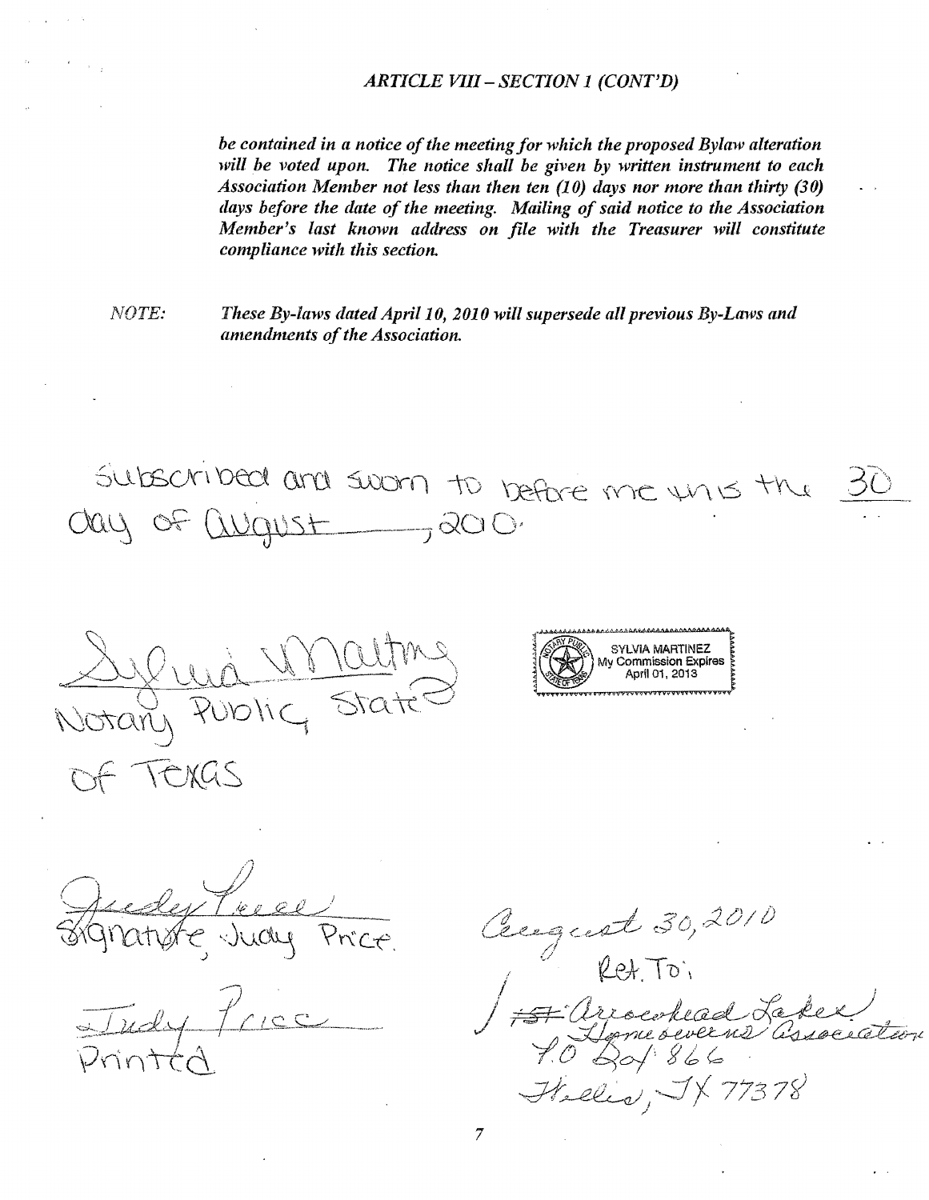*ARTICLE VIII – SECTION 1 (CONT'D)*

*be contained in a notice of the meeting for which the proposed Bylaw alteration will be voted upon. The notice shall be given by written instrument to each Association Member not less than then ten (10) days nor more than thirty (30) days before the date of the meeting. Mailing of said notice to the Association Member's last known address on file with the Treasurer will constitute compliance with this section.*

*NOTE:* *These By-laws dated April 10, 2010 will supersede all previous By-Laws and amendments of the Association.*

Subscribed and sworn to before me this the 30 day of August, 2010.

Sylvia Martinez
Notary Public, State of Texas

SYLVIA MARTINEZ
My Commission Expires
April 01, 2013

Judy Price
Signature, Judy Price

Judy Price
Printed

August 30, 2010
Ret. To:
Arrowhead Lakes Homeowners Association
P.O. Box 866
Hollis, TX 77378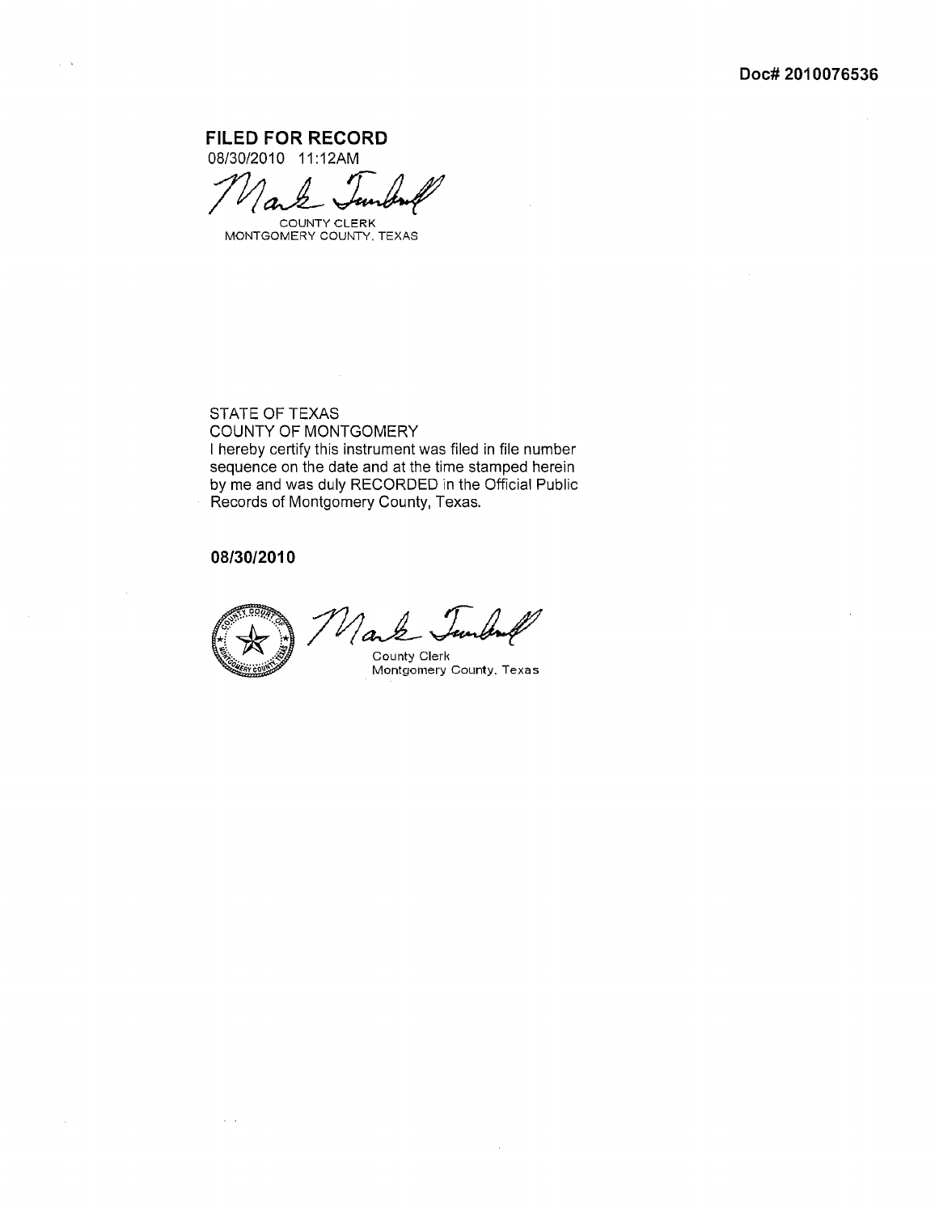Doc# 2010076536

**FILED FOR RECORD**
08/30/2010 11:12AM

Mark Turnbull
COUNTY CLERK
MONTGOMERY COUNTY, TEXAS

STATE OF TEXAS
COUNTY OF MONTGOMERY
I hereby certify this instrument was filed in file number sequence on the date and at the time stamped herein by me and was duly RECORDED in the Official Public Records of Montgomery County, Texas.

**08/30/2010**

Mark Turnbull
County Clerk
Montgomery County, Texas